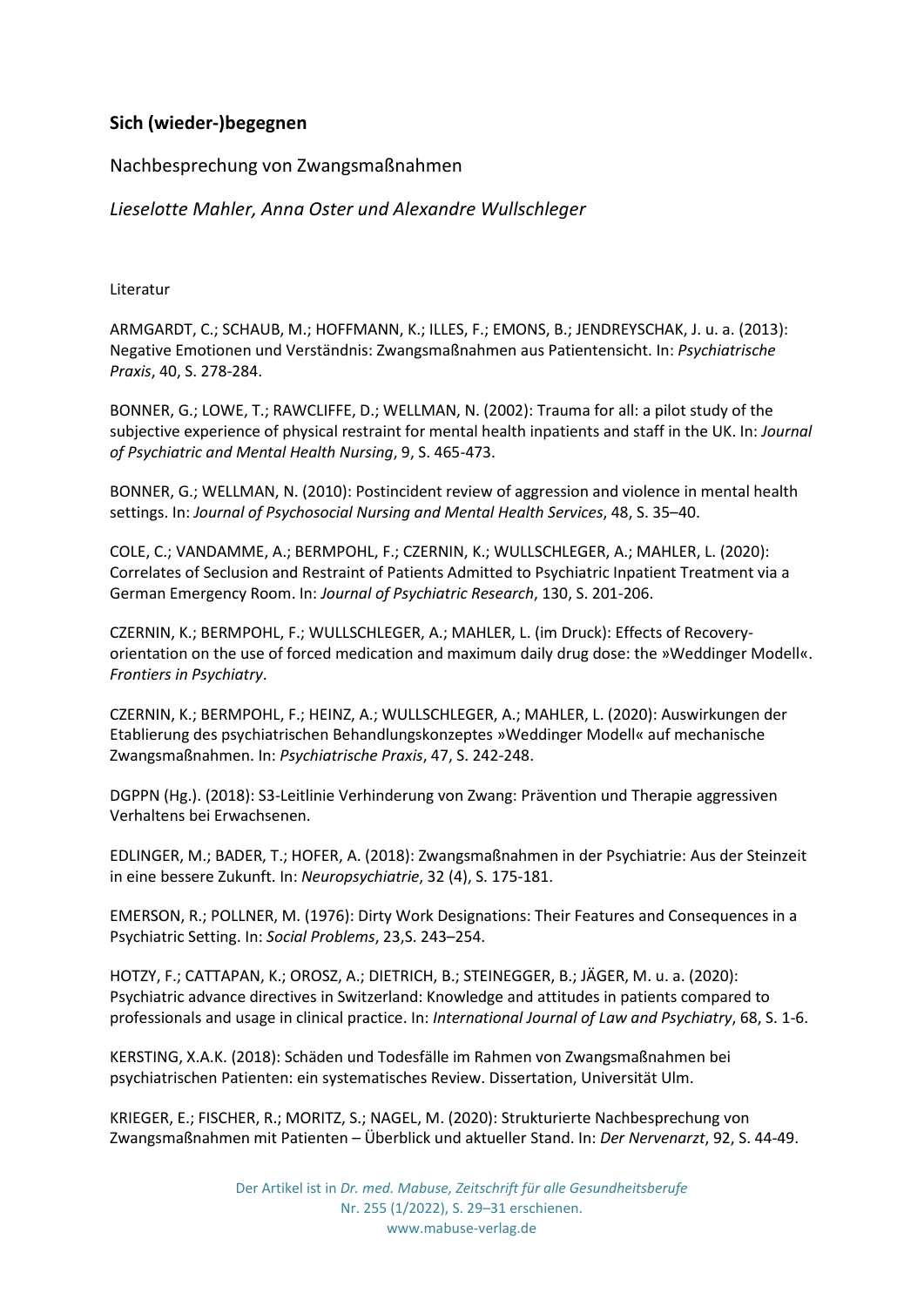## Sich (wieder-)begegnen

Nachbesprechung von Zwangsmaßnahmen

*Lieselotte Mahler, Anna Oster und Alexandre Wullschleger*

Literatur

ARMGARDT, C.; SCHAUB, M.; HOFFMANN, K.; ILLES, F.; EMONS, B.; JENDREYSCHAK, J. u. a. (2013): Negative Emotionen und Verständnis: Zwangsmaßnahmen aus Patientensicht. In: *Psychiatrische Praxis*, 40, S. 278-284.

BONNER, G.; LOWE, T.; RAWCLIFFE, D.; WELLMAN, N. (2002): Trauma for all: a pilot study of the subjective experience of physical restraint for mental health inpatients and staff in the UK. In: *Journal of Psychiatric and Mental Health Nursing*, 9, S. 465-473.

BONNER, G.; WELLMAN, N. (2010): Postincident review of aggression and violence in mental health settings. In: *Journal of Psychosocial Nursing and Mental Health Services*, 48, S. 35–40.

COLE, C.; VANDAMME, A.; BERMPOHL, F.; CZERNIN, K.; WULLSCHLEGER, A.; MAHLER, L. (2020): Correlates of Seclusion and Restraint of Patients Admitted to Psychiatric Inpatient Treatment via a German Emergency Room. In: *Journal of Psychiatric Research*, 130, S. 201-206.

CZERNIN, K.; BERMPOHL, F.; WULLSCHLEGER, A.; MAHLER, L. (im Druck): Effects of Recovery-orientation on the use of forced medication and maximum daily drug dose: the »Weddinger Modell«. *Frontiers in Psychiatry*.

CZERNIN, K.; BERMPOHL, F.; HEINZ, A.; WULLSCHLEGER, A.; MAHLER, L. (2020): Auswirkungen der Etablierung des psychiatrischen Behandlungskonzeptes »Weddinger Modell« auf mechanische Zwangsmaßnahmen. In: *Psychiatrische Praxis*, 47, S. 242-248.

DGPPN (Hg.). (2018): S3-Leitlinie Verhinderung von Zwang: Prävention und Therapie aggressiven Verhaltens bei Erwachsenen.

EDLINGER, M.; BADER, T.; HOFER, A. (2018): Zwangsmaßnahmen in der Psychiatrie: Aus der Steinzeit in eine bessere Zukunft. In: *Neuropsychiatrie*, 32 (4), S. 175-181.

EMERSON, R.; POLLNER, M. (1976): Dirty Work Designations: Their Features and Consequences in a Psychiatric Setting. In: *Social Problems*, 23,S. 243–254.

HOTZY, F.; CATTAPAN, K.; OROSZ, A.; DIETRICH, B.; STEINEGGER, B.; JÄGER, M. u. a. (2020): Psychiatric advance directives in Switzerland: Knowledge and attitudes in patients compared to professionals and usage in clinical practice. In: *International Journal of Law and Psychiatry*, 68, S. 1-6.

KERSTING, X.A.K. (2018): Schäden und Todesfälle im Rahmen von Zwangsmaßnahmen bei psychiatrischen Patienten: ein systematisches Review. Dissertation, Universität Ulm.

KRIEGER, E.; FISCHER, R.; MORITZ, S.; NAGEL, M. (2020): Strukturierte Nachbesprechung von Zwangsmaßnahmen mit Patienten – Überblick und aktueller Stand. In: *Der Nervenarzt*, 92, S. 44-49.

Der Artikel ist in *Dr. med. Mabuse, Zeitschrift für alle Gesundheitsberufe* Nr. 255 (1/2022), S. 29–31 erschienen.
www.mabuse-verlag.de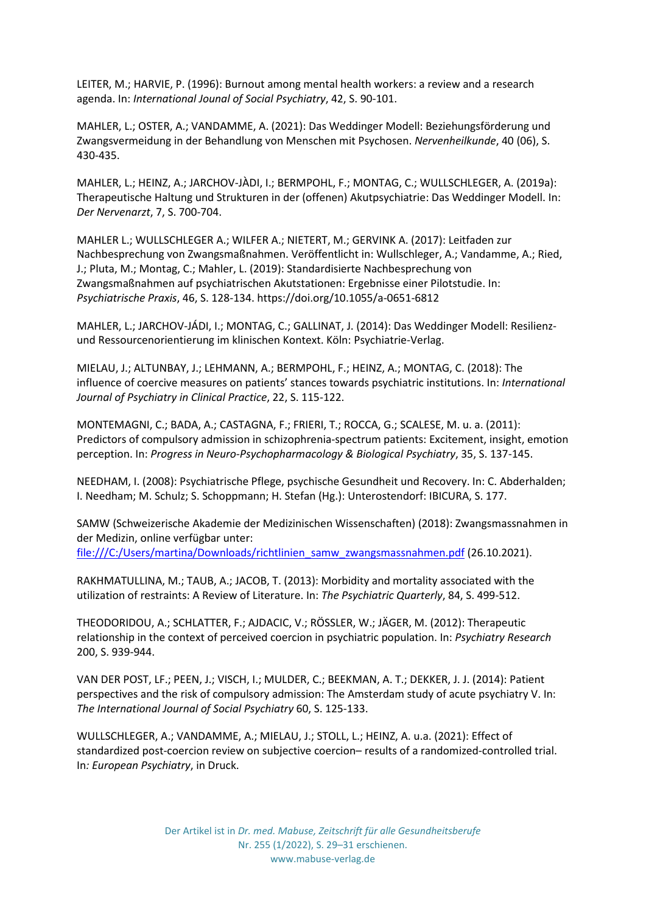LEITER, M.; HARVIE, P. (1996): Burnout among mental health workers: a review and a research agenda. In: *International Jounal of Social Psychiatry*, 42, S. 90-101.

MAHLER, L.; OSTER, A.; VANDAMME, A. (2021): Das Weddinger Modell: Beziehungsförderung und Zwangsvermeidung in der Behandlung von Menschen mit Psychosen. *Nervenheilkunde*, 40 (06), S. 430-435.

MAHLER, L.; HEINZ, A.; JARCHOV-JÀDI, I.; BERMPOHL, F.; MONTAG, C.; WULLSCHLEGER, A. (2019a): Therapeutische Haltung und Strukturen in der (offenen) Akutpsychiatrie: Das Weddinger Modell. In: *Der Nervenarzt*, 7, S. 700-704.

MAHLER L.; WULLSCHLEGER A.; WILFER A.; NIETERT, M.; GERVINK A. (2017): Leitfaden zur Nachbesprechung von Zwangsmaßnahmen. Veröffentlicht in: Wullschleger, A.; Vandamme, A.; Ried, J.; Pluta, M.; Montag, C.; Mahler, L. (2019): Standardisierte Nachbesprechung von Zwangsmaßnahmen auf psychiatrischen Akutstationen: Ergebnisse einer Pilotstudie. In: *Psychiatrische Praxis*, 46, S. 128-134. https://doi.org/10.1055/a-0651-6812

MAHLER, L.; JARCHOV-JÁDI, I.; MONTAG, C.; GALLINAT, J. (2014): Das Weddinger Modell: Resilienz- und Ressourcenorientierung im klinischen Kontext. Köln: Psychiatrie-Verlag.

MIELAU, J.; ALTUNBAY, J.; LEHMANN, A.; BERMPOHL, F.; HEINZ, A.; MONTAG, C. (2018): The influence of coercive measures on patients' stances towards psychiatric institutions. In: *International Journal of Psychiatry in Clinical Practice*, 22, S. 115-122.

MONTEMAGNI, C.; BADA, A.; CASTAGNA, F.; FRIERI, T.; ROCCA, G.; SCALESE, M. u. a. (2011): Predictors of compulsory admission in schizophrenia-spectrum patients: Excitement, insight, emotion perception. In: *Progress in Neuro-Psychopharmacology & Biological Psychiatry*, 35, S. 137-145.

NEEDHAM, I. (2008): Psychiatrische Pflege, psychische Gesundheit und Recovery. In: C. Abderhalden; I. Needham; M. Schulz; S. Schoppmann; H. Stefan (Hg.): Unterostendorf: IBICURA, S. 177.

SAMW (Schweizerische Akademie der Medizinischen Wissenschaften) (2018): Zwangsmassnahmen in der Medizin, online verfügbar unter: file:///C:/Users/martina/Downloads/richtlinien_samw_zwangsmassnahmen.pdf (26.10.2021).

RAKHMATULLINA, M.; TAUB, A.; JACOB, T. (2013): Morbidity and mortality associated with the utilization of restraints: A Review of Literature. In: *The Psychiatric Quarterly*, 84, S. 499-512.

THEODORIDOU, A.; SCHLATTER, F.; AJDACIC, V.; RÖSSLER, W.; JÄGER, M. (2012): Therapeutic relationship in the context of perceived coercion in psychiatric population. In: *Psychiatry Research* 200, S. 939-944.

VAN DER POST, LF.; PEEN, J.; VISCH, I.; MULDER, C.; BEEKMAN, A. T.; DEKKER, J. J. (2014): Patient perspectives and the risk of compulsory admission: The Amsterdam study of acute psychiatry V. In: *The International Journal of Social Psychiatry* 60, S. 125-133.

WULLSCHLEGER, A.; VANDAMME, A.; MIELAU, J.; STOLL, L.; HEINZ, A. u.a. (2021): Effect of standardized post-coercion review on subjective coercion– results of a randomized-controlled trial. In*: European Psychiatry*, in Druck.

Der Artikel ist in *Dr. med. Mabuse, Zeitschrift für alle Gesundheitsberufe* Nr. 255 (1/2022), S. 29–31 erschienen.
www.mabuse-verlag.de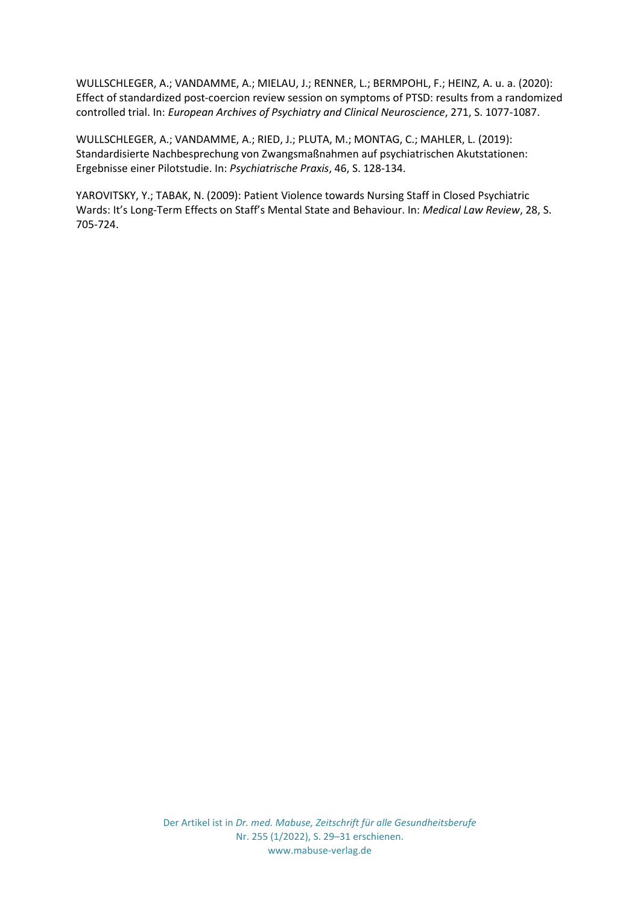WULLSCHLEGER, A.; VANDAMME, A.; MIELAU, J.; RENNER, L.; BERMPOHL, F.; HEINZ, A. u. a. (2020): Effect of standardized post-coercion review session on symptoms of PTSD: results from a randomized controlled trial. In: *European Archives of Psychiatry and Clinical Neuroscience*, 271, S. 1077-1087.

WULLSCHLEGER, A.; VANDAMME, A.; RIED, J.; PLUTA, M.; MONTAG, C.; MAHLER, L. (2019): Standardisierte Nachbesprechung von Zwangsmaßnahmen auf psychiatrischen Akutstationen: Ergebnisse einer Pilotstudie. In: *Psychiatrische Praxis*, 46, S. 128-134.

YAROVITSKY, Y.; TABAK, N. (2009): Patient Violence towards Nursing Staff in Closed Psychiatric Wards: It's Long-Term Effects on Staff's Mental State and Behaviour. In: *Medical Law Review*, 28, S. 705-724.

Der Artikel ist in *Dr. med. Mabuse, Zeitschrift für alle Gesundheitsberufe* Nr. 255 (1/2022), S. 29–31 erschienen.
www.mabuse-verlag.de